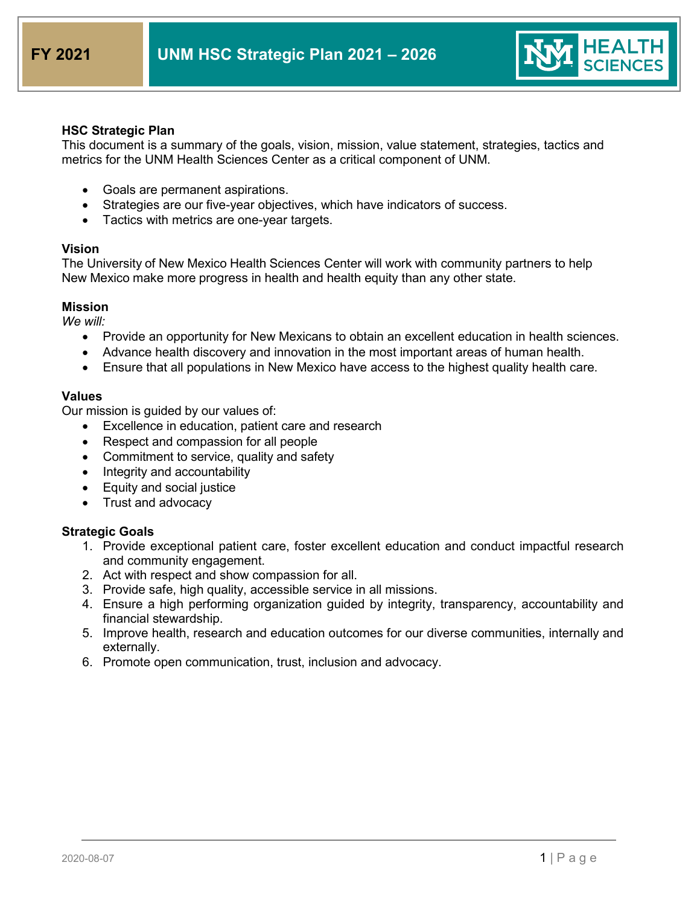# FY 2021 — UNM HSC Strategic Plan 2021 – 2026

## HSC Strategic Plan

This document is a summary of the goals, vision, mission, value statement, strategies, tactics and metrics for the UNM Health Sciences Center as a critical component of UNM.

- Goals are permanent aspirations.
- Strategies are our five-year objectives, which have indicators of success.
- Tactics with metrics are one-year targets.

## Vision

The University of New Mexico Health Sciences Center will work with community partners to help New Mexico make more progress in health and health equity than any other state.

## Mission

*We will:*

- Provide an opportunity for New Mexicans to obtain an excellent education in health sciences.
- Advance health discovery and innovation in the most important areas of human health.
- Ensure that all populations in New Mexico have access to the highest quality health care.

## Values

Our mission is guided by our values of:

- Excellence in education, patient care and research
- Respect and compassion for all people
- Commitment to service, quality and safety
- Integrity and accountability
- Equity and social justice
- Trust and advocacy

## Strategic Goals

1. Provide exceptional patient care, foster excellent education and conduct impactful research and community engagement.
2. Act with respect and show compassion for all.
3. Provide safe, high quality, accessible service in all missions.
4. Ensure a high performing organization guided by integrity, transparency, accountability and financial stewardship.
5. Improve health, research and education outcomes for our diverse communities, internally and externally.
6. Promote open communication, trust, inclusion and advocacy.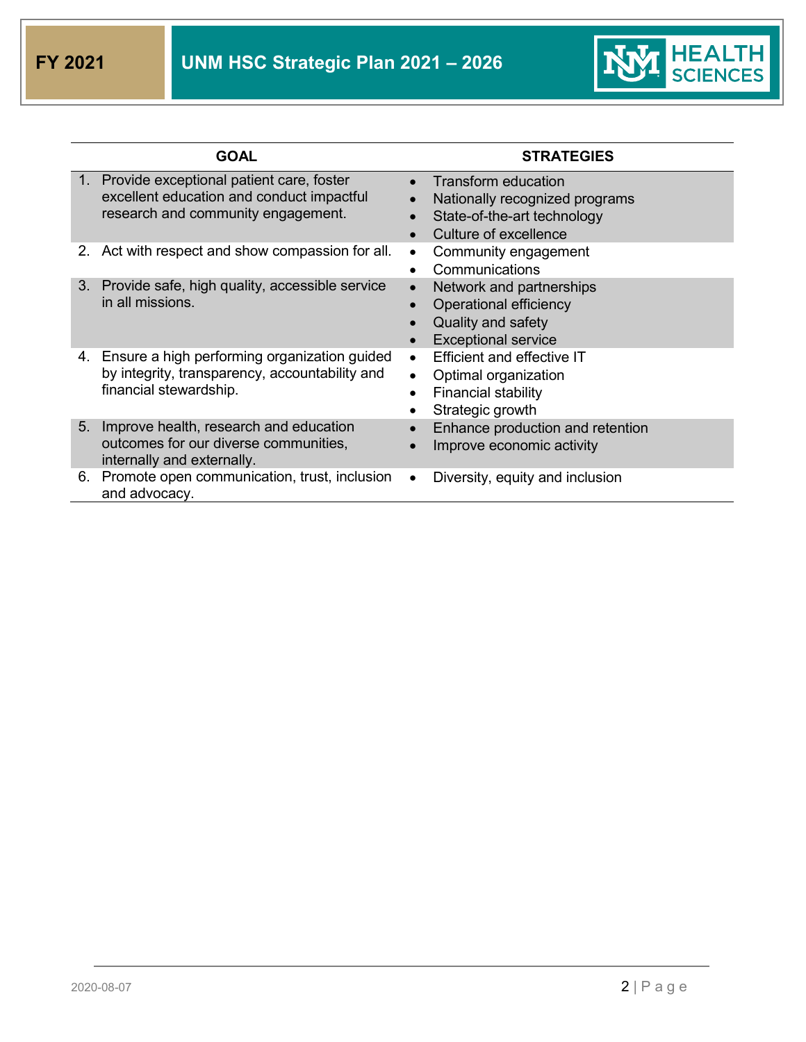| GOAL | STRATEGIES |
|---|---|
| 1. Provide exceptional patient care, foster excellent education and conduct impactful research and community engagement. | • Transform education<br>• Nationally recognized programs<br>• State-of-the-art technology<br>• Culture of excellence |
| 2. Act with respect and show compassion for all. | • Community engagement<br>• Communications |
| 3. Provide safe, high quality, accessible service in all missions. | • Network and partnerships<br>• Operational efficiency<br>• Quality and safety<br>• Exceptional service |
| 4. Ensure a high performing organization guided by integrity, transparency, accountability and financial stewardship. | • Efficient and effective IT<br>• Optimal organization<br>• Financial stability<br>• Strategic growth |
| 5. Improve health, research and education outcomes for our diverse communities, internally and externally. | • Enhance production and retention<br>• Improve economic activity |
| 6. Promote open communication, trust, inclusion and advocacy. | • Diversity, equity and inclusion |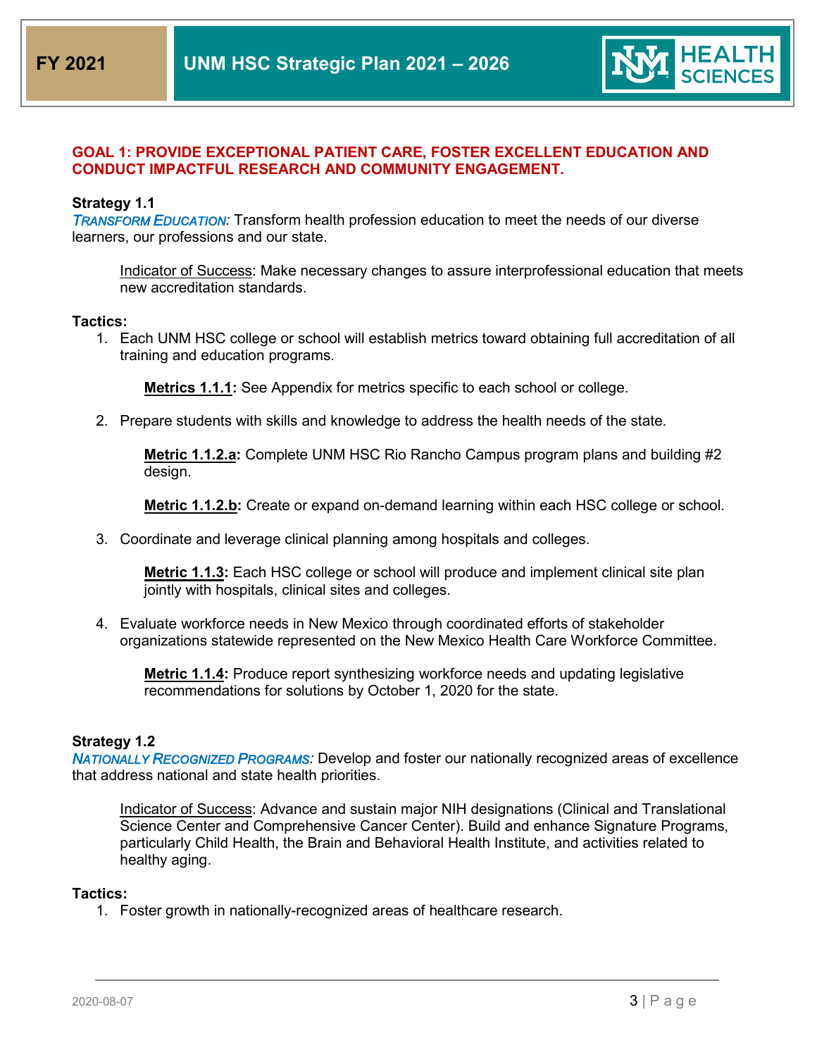## GOAL 1: PROVIDE EXCEPTIONAL PATIENT CARE, FOSTER EXCELLENT EDUCATION AND CONDUCT IMPACTFUL RESEARCH AND COMMUNITY ENGAGEMENT.

**Strategy 1.1**

*TRANSFORM EDUCATION:* Transform health profession education to meet the needs of our diverse learners, our professions and our state.

Indicator of Success: Make necessary changes to assure interprofessional education that meets new accreditation standards.

**Tactics:**

1. Each UNM HSC college or school will establish metrics toward obtaining full accreditation of all training and education programs.

   **Metrics 1.1.1:** See Appendix for metrics specific to each school or college.

2. Prepare students with skills and knowledge to address the health needs of the state.

   **Metric 1.1.2.a:** Complete UNM HSC Rio Rancho Campus program plans and building #2 design.

   **Metric 1.1.2.b:** Create or expand on-demand learning within each HSC college or school.

3. Coordinate and leverage clinical planning among hospitals and colleges.

   **Metric 1.1.3:** Each HSC college or school will produce and implement clinical site plan jointly with hospitals, clinical sites and colleges.

4. Evaluate workforce needs in New Mexico through coordinated efforts of stakeholder organizations statewide represented on the New Mexico Health Care Workforce Committee.

   **Metric 1.1.4:** Produce report synthesizing workforce needs and updating legislative recommendations for solutions by October 1, 2020 for the state.

**Strategy 1.2**

*NATIONALLY RECOGNIZED PROGRAMS:* Develop and foster our nationally recognized areas of excellence that address national and state health priorities.

Indicator of Success: Advance and sustain major NIH designations (Clinical and Translational Science Center and Comprehensive Cancer Center). Build and enhance Signature Programs, particularly Child Health, the Brain and Behavioral Health Institute, and activities related to healthy aging.

**Tactics:**

1. Foster growth in nationally-recognized areas of healthcare research.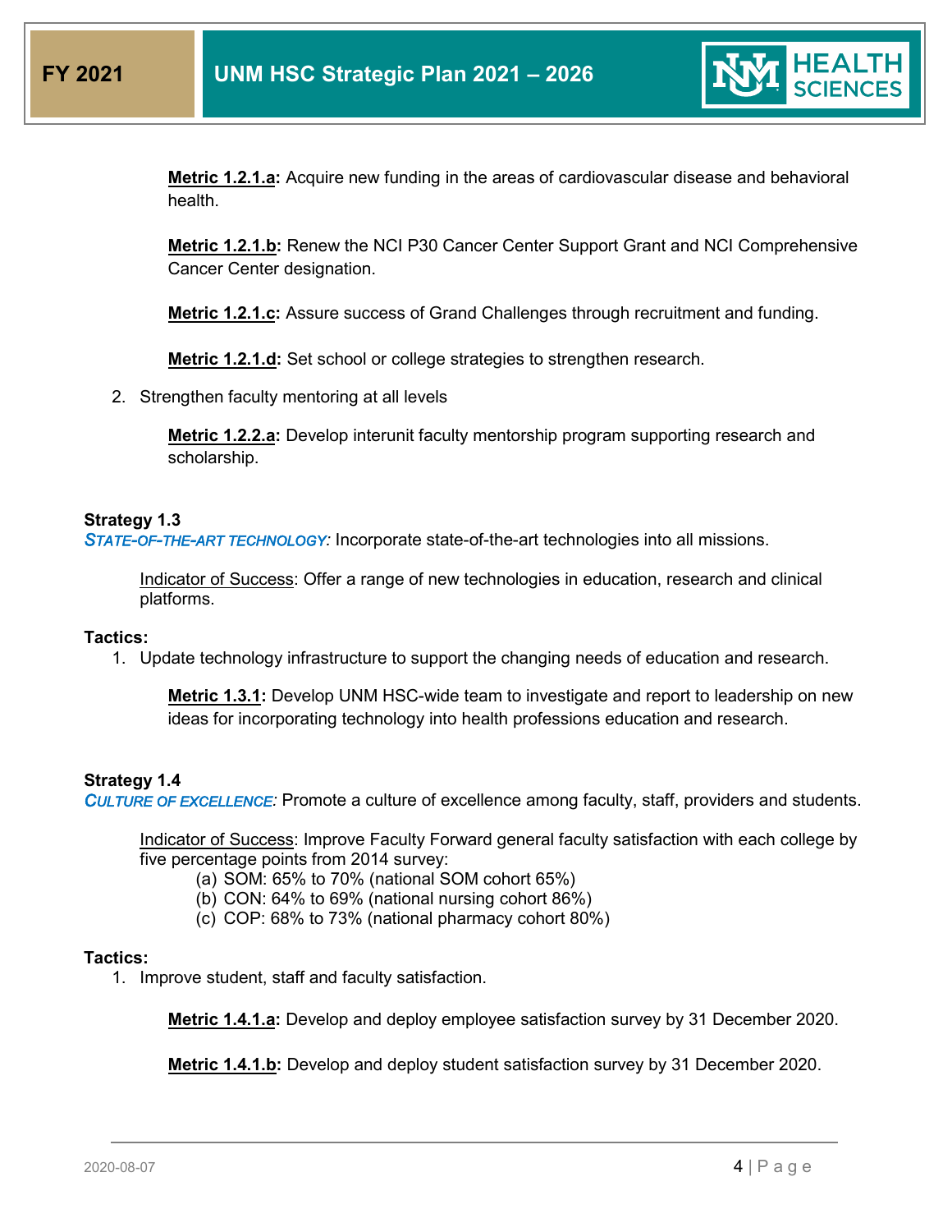**Metric 1.2.1.a:** Acquire new funding in the areas of cardiovascular disease and behavioral health.

**Metric 1.2.1.b:** Renew the NCI P30 Cancer Center Support Grant and NCI Comprehensive Cancer Center designation.

**Metric 1.2.1.c:** Assure success of Grand Challenges through recruitment and funding.

**Metric 1.2.1.d:** Set school or college strategies to strengthen research.

2. Strengthen faculty mentoring at all levels

**Metric 1.2.2.a:** Develop interunit faculty mentorship program supporting research and scholarship.

**Strategy 1.3**

*STATE-OF-THE-ART TECHNOLOGY:* Incorporate state-of-the-art technologies into all missions.

Indicator of Success: Offer a range of new technologies in education, research and clinical platforms.

**Tactics:**

1. Update technology infrastructure to support the changing needs of education and research.

**Metric 1.3.1:** Develop UNM HSC-wide team to investigate and report to leadership on new ideas for incorporating technology into health professions education and research.

**Strategy 1.4**

*CULTURE OF EXCELLENCE:* Promote a culture of excellence among faculty, staff, providers and students.

Indicator of Success: Improve Faculty Forward general faculty satisfaction with each college by five percentage points from 2014 survey:

(a) SOM: 65% to 70% (national SOM cohort 65%)
(b) CON: 64% to 69% (national nursing cohort 86%)
(c) COP: 68% to 73% (national pharmacy cohort 80%)

**Tactics:**

1. Improve student, staff and faculty satisfaction.

**Metric 1.4.1.a:** Develop and deploy employee satisfaction survey by 31 December 2020.

**Metric 1.4.1.b:** Develop and deploy student satisfaction survey by 31 December 2020.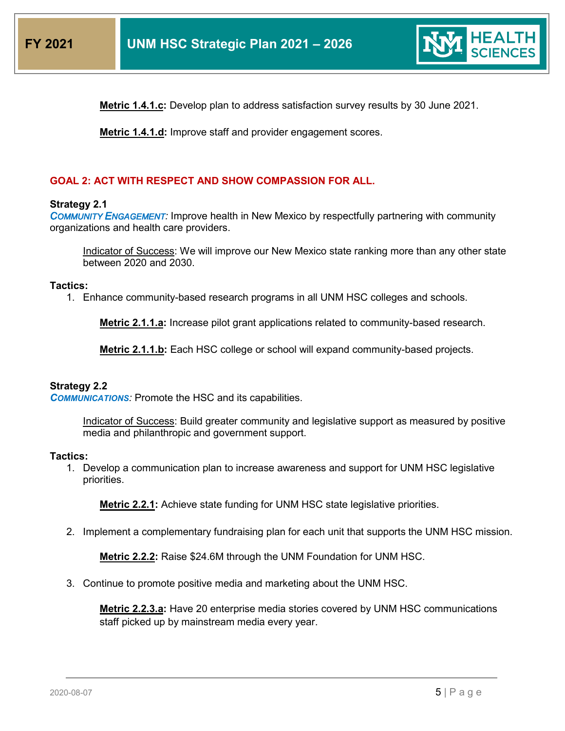**Metric 1.4.1.c:** Develop plan to address satisfaction survey results by 30 June 2021.

**Metric 1.4.1.d:** Improve staff and provider engagement scores.

## GOAL 2: ACT WITH RESPECT AND SHOW COMPASSION FOR ALL.

**Strategy 2.1**
***COMMUNITY ENGAGEMENT:*** Improve health in New Mexico by respectfully partnering with community organizations and health care providers.

Indicator of Success: We will improve our New Mexico state ranking more than any other state between 2020 and 2030.

**Tactics:**

1. Enhance community-based research programs in all UNM HSC colleges and schools.

   **Metric 2.1.1.a:** Increase pilot grant applications related to community-based research.

   **Metric 2.1.1.b:** Each HSC college or school will expand community-based projects.

**Strategy 2.2**
***COMMUNICATIONS:*** Promote the HSC and its capabilities.

Indicator of Success: Build greater community and legislative support as measured by positive media and philanthropic and government support.

**Tactics:**

1. Develop a communication plan to increase awareness and support for UNM HSC legislative priorities.

   **Metric 2.2.1:** Achieve state funding for UNM HSC state legislative priorities.

2. Implement a complementary fundraising plan for each unit that supports the UNM HSC mission.

   **Metric 2.2.2:** Raise $24.6M through the UNM Foundation for UNM HSC.

3. Continue to promote positive media and marketing about the UNM HSC.

   **Metric 2.2.3.a:** Have 20 enterprise media stories covered by UNM HSC communications staff picked up by mainstream media every year.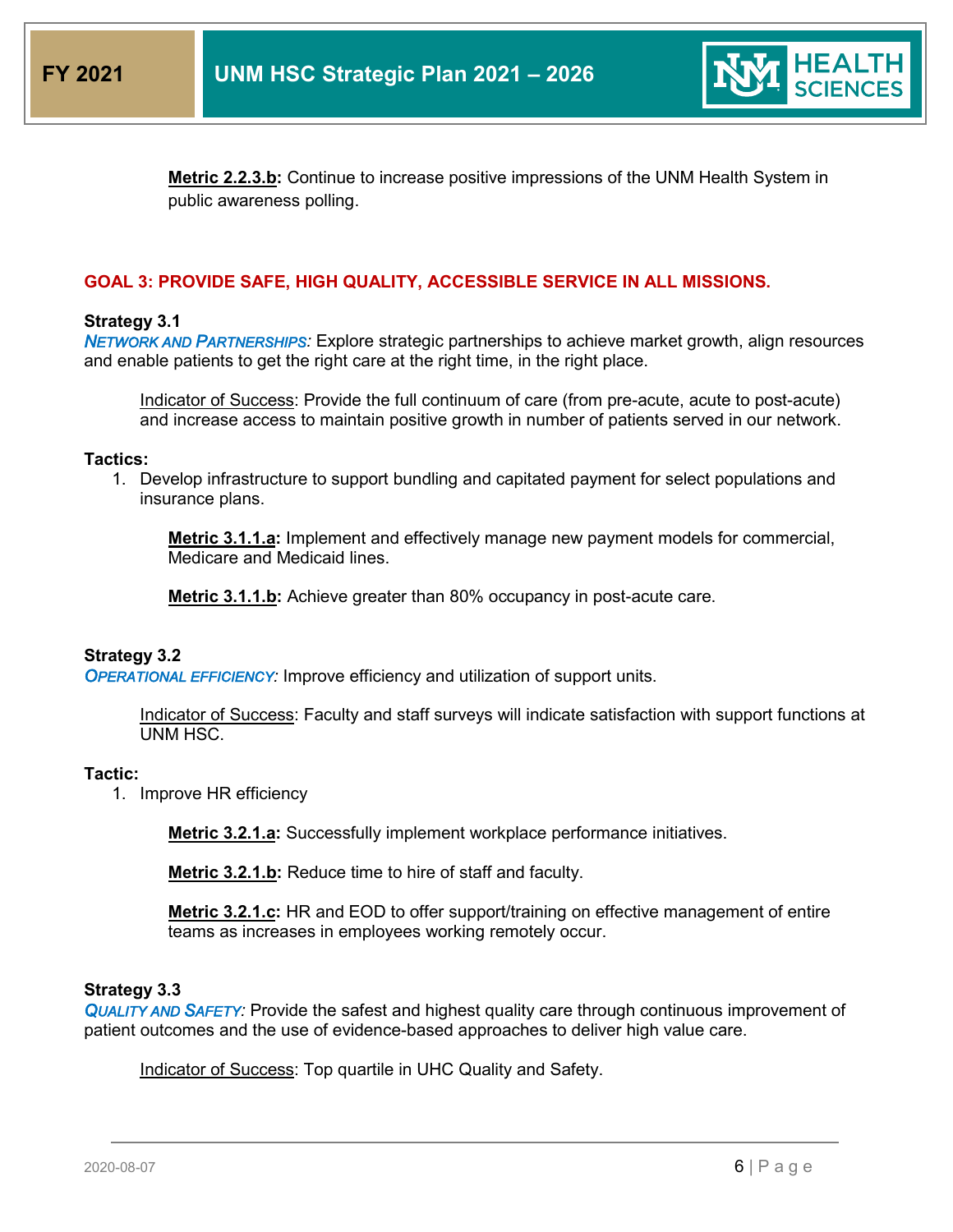**Metric 2.2.3.b:** Continue to increase positive impressions of the UNM Health System in public awareness polling.

## GOAL 3: PROVIDE SAFE, HIGH QUALITY, ACCESSIBLE SERVICE IN ALL MISSIONS.

**Strategy 3.1**

*NETWORK AND PARTNERSHIPS:* Explore strategic partnerships to achieve market growth, align resources and enable patients to get the right care at the right time, in the right place.

Indicator of Success: Provide the full continuum of care (from pre-acute, acute to post-acute) and increase access to maintain positive growth in number of patients served in our network.

**Tactics:**

1. Develop infrastructure to support bundling and capitated payment for select populations and insurance plans.

   **Metric 3.1.1.a:** Implement and effectively manage new payment models for commercial, Medicare and Medicaid lines.

   **Metric 3.1.1.b:** Achieve greater than 80% occupancy in post-acute care.

**Strategy 3.2**

*OPERATIONAL EFFICIENCY:* Improve efficiency and utilization of support units.

Indicator of Success: Faculty and staff surveys will indicate satisfaction with support functions at UNM HSC.

**Tactic:**

1. Improve HR efficiency

   **Metric 3.2.1.a:** Successfully implement workplace performance initiatives.

   **Metric 3.2.1.b:** Reduce time to hire of staff and faculty.

   **Metric 3.2.1.c:** HR and EOD to offer support/training on effective management of entire teams as increases in employees working remotely occur.

**Strategy 3.3**

*QUALITY AND SAFETY:* Provide the safest and highest quality care through continuous improvement of patient outcomes and the use of evidence-based approaches to deliver high value care.

Indicator of Success: Top quartile in UHC Quality and Safety.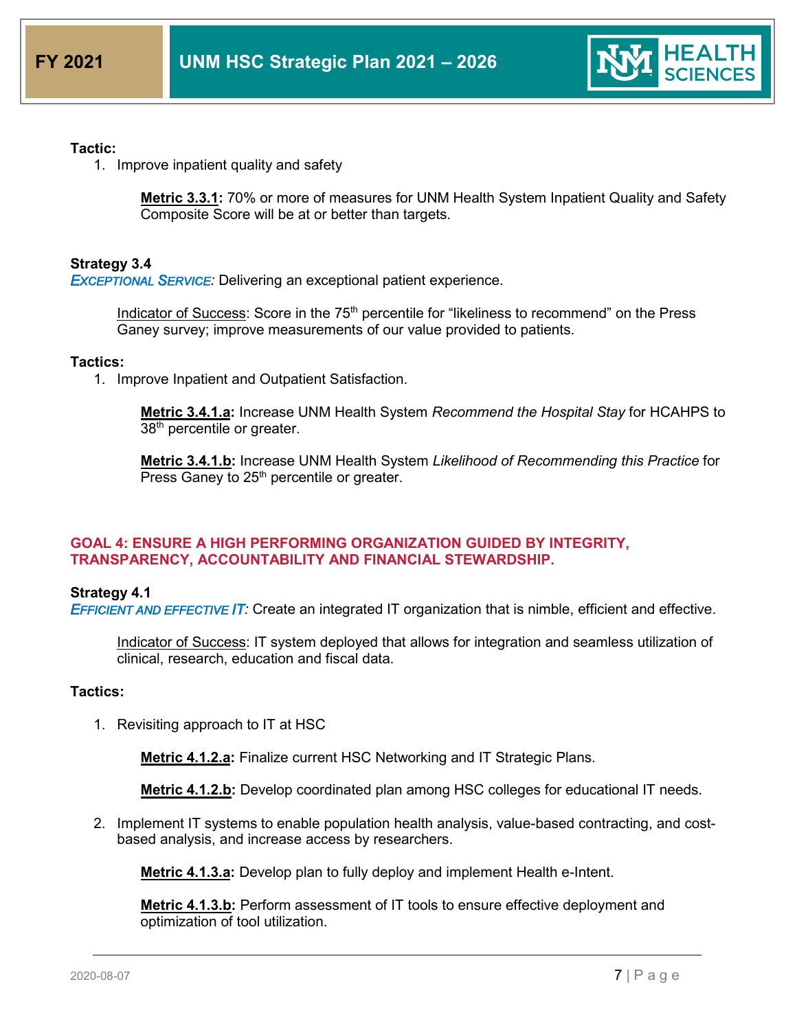**Tactic:**

1. Improve inpatient quality and safety

   **Metric 3.3.1:** 70% or more of measures for UNM Health System Inpatient Quality and Safety Composite Score will be at or better than targets.

**Strategy 3.4**

*EXCEPTIONAL SERVICE:* Delivering an exceptional patient experience.

Indicator of Success: Score in the 75th percentile for “likeliness to recommend” on the Press Ganey survey; improve measurements of our value provided to patients.

**Tactics:**

1. Improve Inpatient and Outpatient Satisfaction.

   **Metric 3.4.1.a:** Increase UNM Health System *Recommend the Hospital Stay* for HCAHPS to 38th percentile or greater.

   **Metric 3.4.1.b:** Increase UNM Health System *Likelihood of Recommending this Practice* for Press Ganey to 25th percentile or greater.

## GOAL 4: ENSURE A HIGH PERFORMING ORGANIZATION GUIDED BY INTEGRITY, TRANSPARENCY, ACCOUNTABILITY AND FINANCIAL STEWARDSHIP.

**Strategy 4.1**

*EFFICIENT AND EFFECTIVE IT:* Create an integrated IT organization that is nimble, efficient and effective.

Indicator of Success: IT system deployed that allows for integration and seamless utilization of clinical, research, education and fiscal data.

**Tactics:**

1. Revisiting approach to IT at HSC

   **Metric 4.1.2.a:** Finalize current HSC Networking and IT Strategic Plans.

   **Metric 4.1.2.b:** Develop coordinated plan among HSC colleges for educational IT needs.

2. Implement IT systems to enable population health analysis, value-based contracting, and cost-based analysis, and increase access by researchers.

   **Metric 4.1.3.a:** Develop plan to fully deploy and implement Health e-Intent.

   **Metric 4.1.3.b:** Perform assessment of IT tools to ensure effective deployment and optimization of tool utilization.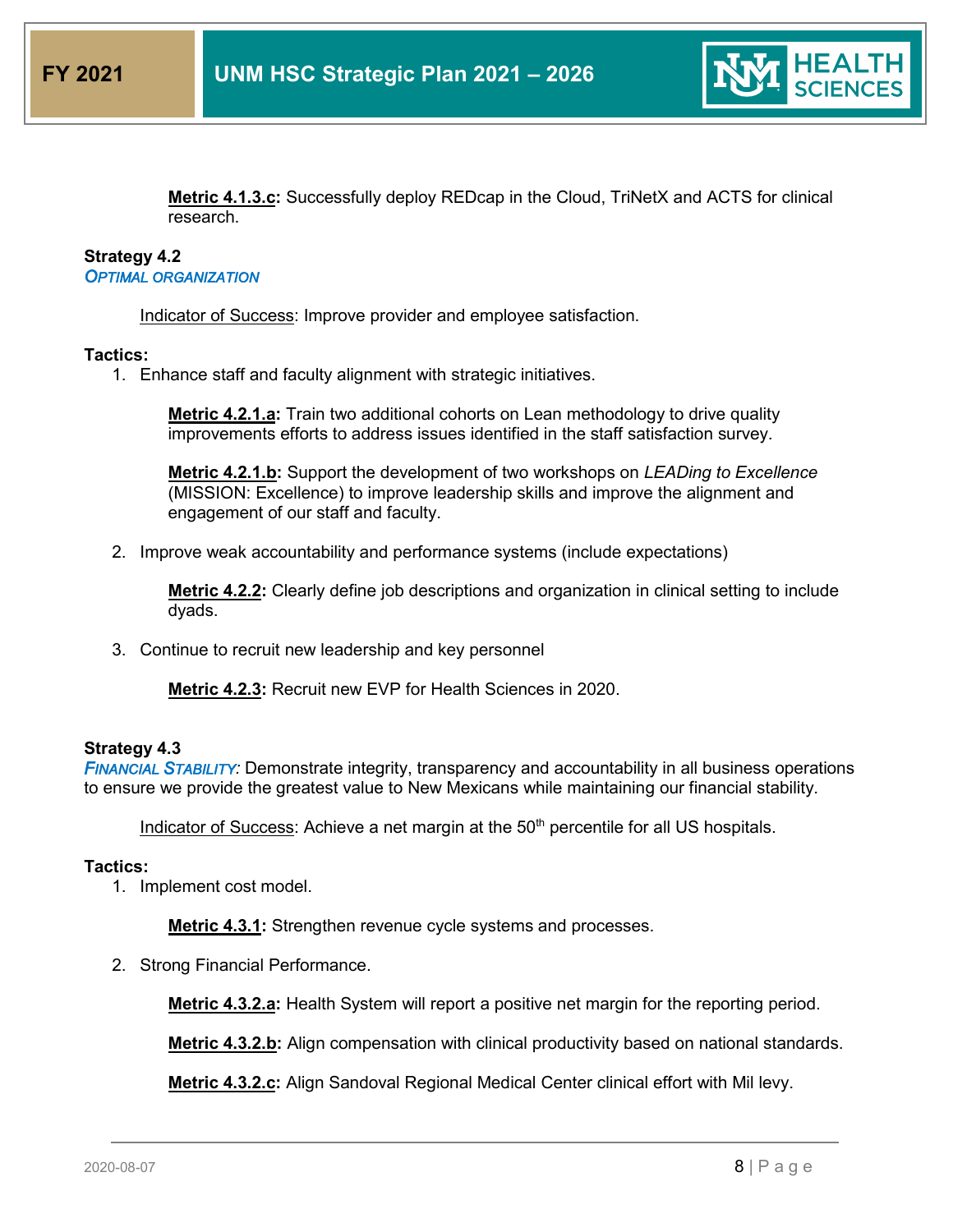**Metric 4.1.3.c:** Successfully deploy REDcap in the Cloud, TriNetX and ACTS for clinical research.

**Strategy 4.2**
*OPTIMAL ORGANIZATION*

Indicator of Success: Improve provider and employee satisfaction.

**Tactics:**

1. Enhance staff and faculty alignment with strategic initiatives.

   **Metric 4.2.1.a:** Train two additional cohorts on Lean methodology to drive quality improvements efforts to address issues identified in the staff satisfaction survey.

   **Metric 4.2.1.b:** Support the development of two workshops on *LEADing to Excellence* (MISSION: Excellence) to improve leadership skills and improve the alignment and engagement of our staff and faculty.

2. Improve weak accountability and performance systems (include expectations)

   **Metric 4.2.2:** Clearly define job descriptions and organization in clinical setting to include dyads.

3. Continue to recruit new leadership and key personnel

   **Metric 4.2.3:** Recruit new EVP for Health Sciences in 2020.

**Strategy 4.3**
*FINANCIAL STABILITY:* Demonstrate integrity, transparency and accountability in all business operations to ensure we provide the greatest value to New Mexicans while maintaining our financial stability.

Indicator of Success: Achieve a net margin at the 50th percentile for all US hospitals.

**Tactics:**

1. Implement cost model.

   **Metric 4.3.1:** Strengthen revenue cycle systems and processes.

2. Strong Financial Performance.

   **Metric 4.3.2.a:** Health System will report a positive net margin for the reporting period.

   **Metric 4.3.2.b:** Align compensation with clinical productivity based on national standards.

   **Metric 4.3.2.c:** Align Sandoval Regional Medical Center clinical effort with Mil levy.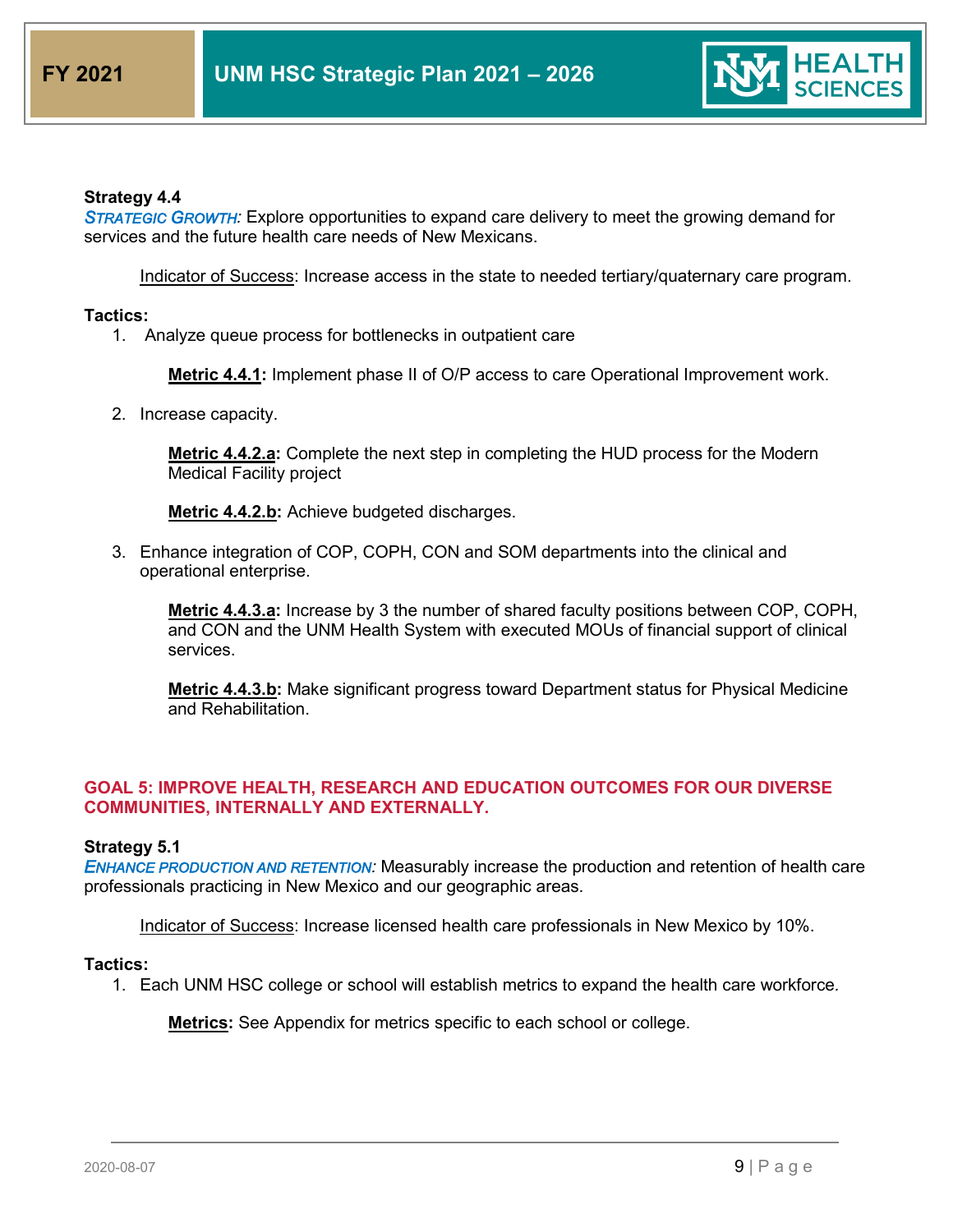**Strategy 4.4**
***Strategic Growth:*** Explore opportunities to expand care delivery to meet the growing demand for services and the future health care needs of New Mexicans.

Indicator of Success: Increase access in the state to needed tertiary/quaternary care program.

**Tactics:**

1. Analyze queue process for bottlenecks in outpatient care

   **Metric 4.4.1:** Implement phase II of O/P access to care Operational Improvement work.

2. Increase capacity.

   **Metric 4.4.2.a:** Complete the next step in completing the HUD process for the Modern Medical Facility project

   **Metric 4.4.2.b:** Achieve budgeted discharges.

3. Enhance integration of COP, COPH, CON and SOM departments into the clinical and operational enterprise.

   **Metric 4.4.3.a:** Increase by 3 the number of shared faculty positions between COP, COPH, and CON and the UNM Health System with executed MOUs of financial support of clinical services.

   **Metric 4.4.3.b:** Make significant progress toward Department status for Physical Medicine and Rehabilitation.

## GOAL 5: IMPROVE HEALTH, RESEARCH AND EDUCATION OUTCOMES FOR OUR DIVERSE COMMUNITIES, INTERNALLY AND EXTERNALLY.

**Strategy 5.1**
***Enhance Production and Retention:*** Measurably increase the production and retention of health care professionals practicing in New Mexico and our geographic areas.

Indicator of Success: Increase licensed health care professionals in New Mexico by 10%.

**Tactics:**

1. Each UNM HSC college or school will establish metrics to expand the health care workforce.

   **Metrics:** See Appendix for metrics specific to each school or college.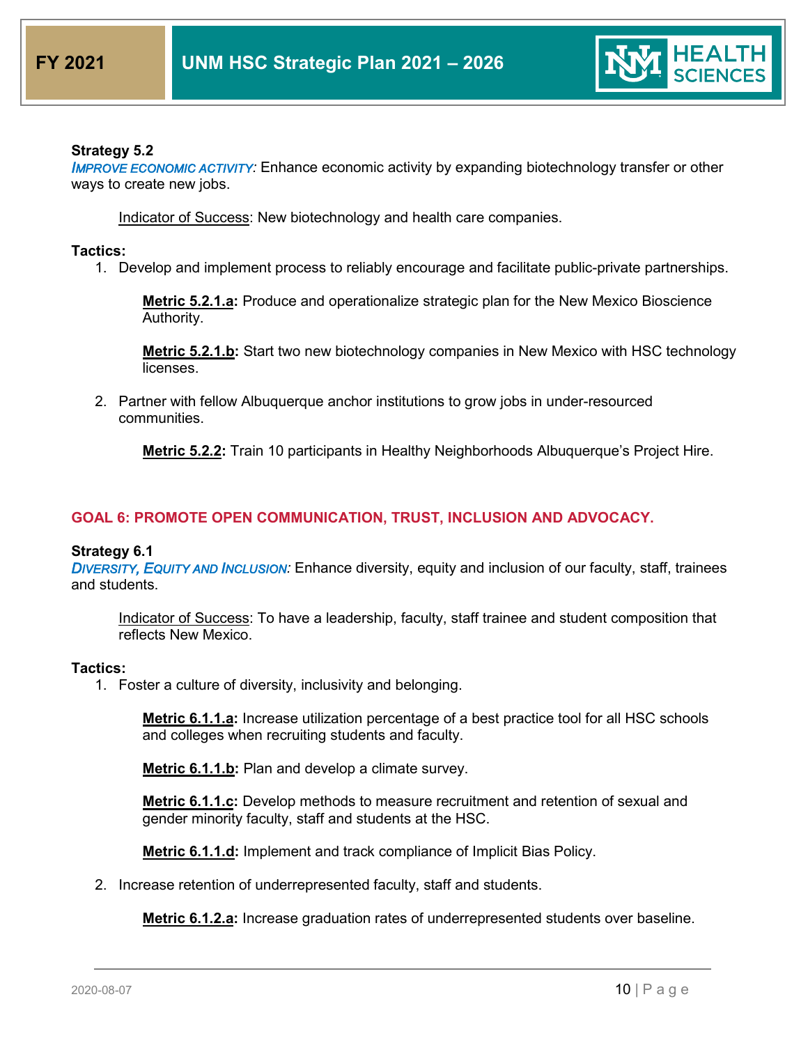**Strategy 5.2**

***Improve Economic Activity:*** Enhance economic activity by expanding biotechnology transfer or other ways to create new jobs.

> Indicator of Success: New biotechnology and health care companies.

**Tactics:**

1. Develop and implement process to reliably encourage and facilitate public-private partnerships.

   **Metric 5.2.1.a:** Produce and operationalize strategic plan for the New Mexico Bioscience Authority.

   **Metric 5.2.1.b:** Start two new biotechnology companies in New Mexico with HSC technology licenses.

2. Partner with fellow Albuquerque anchor institutions to grow jobs in under-resourced communities.

   **Metric 5.2.2:** Train 10 participants in Healthy Neighborhoods Albuquerque's Project Hire.

## GOAL 6: PROMOTE OPEN COMMUNICATION, TRUST, INCLUSION AND ADVOCACY.

**Strategy 6.1**

***Diversity, Equity and Inclusion:*** Enhance diversity, equity and inclusion of our faculty, staff, trainees and students.

> Indicator of Success: To have a leadership, faculty, staff trainee and student composition that reflects New Mexico.

**Tactics:**

1. Foster a culture of diversity, inclusivity and belonging.

   **Metric 6.1.1.a:** Increase utilization percentage of a best practice tool for all HSC schools and colleges when recruiting students and faculty.

   **Metric 6.1.1.b:** Plan and develop a climate survey.

   **Metric 6.1.1.c:** Develop methods to measure recruitment and retention of sexual and gender minority faculty, staff and students at the HSC.

   **Metric 6.1.1.d:** Implement and track compliance of Implicit Bias Policy.

2. Increase retention of underrepresented faculty, staff and students.

   **Metric 6.1.2.a:** Increase graduation rates of underrepresented students over baseline.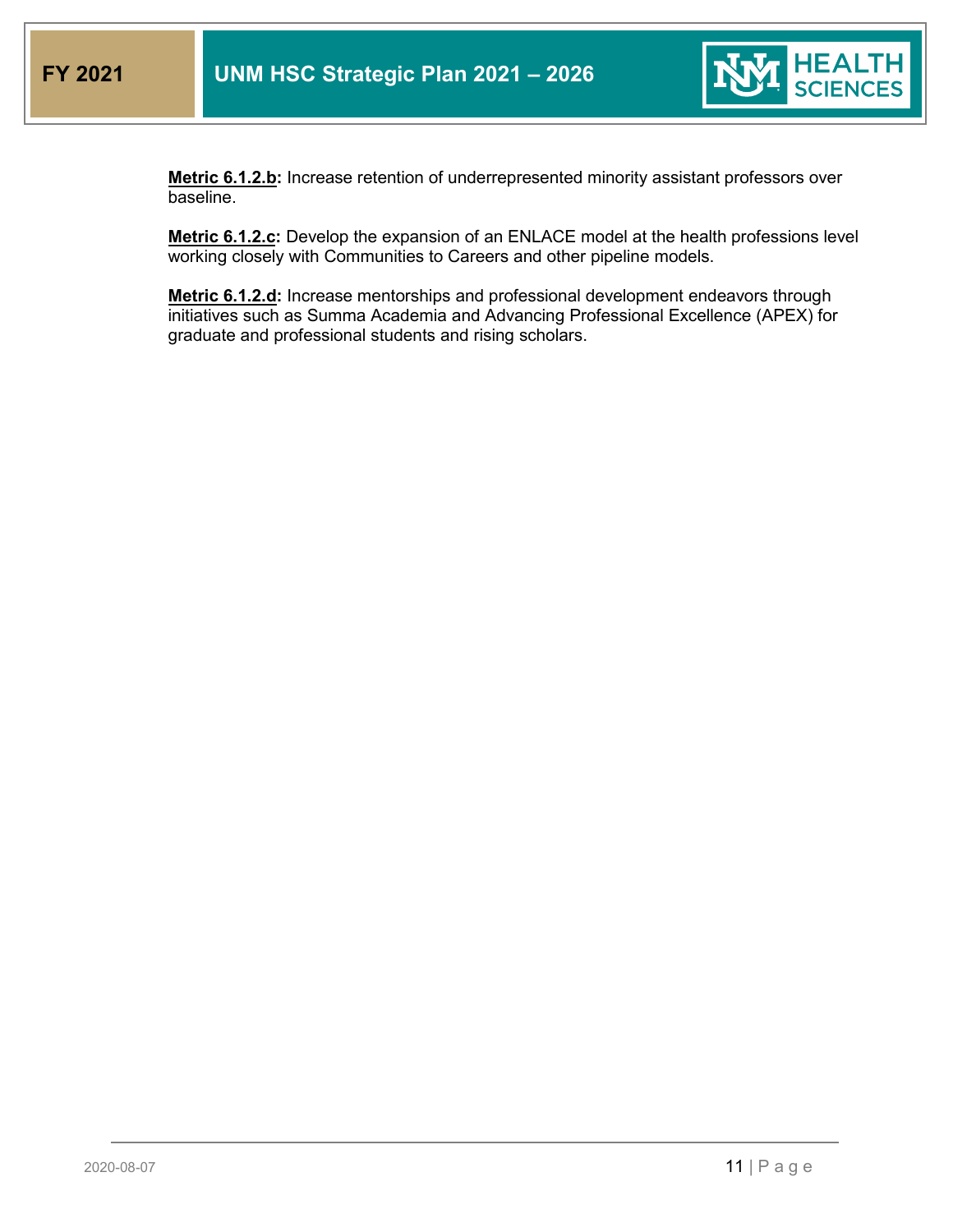**Metric 6.1.2.b:** Increase retention of underrepresented minority assistant professors over baseline.

**Metric 6.1.2.c:** Develop the expansion of an ENLACE model at the health professions level working closely with Communities to Careers and other pipeline models.

**Metric 6.1.2.d:** Increase mentorships and professional development endeavors through initiatives such as Summa Academia and Advancing Professional Excellence (APEX) for graduate and professional students and rising scholars.